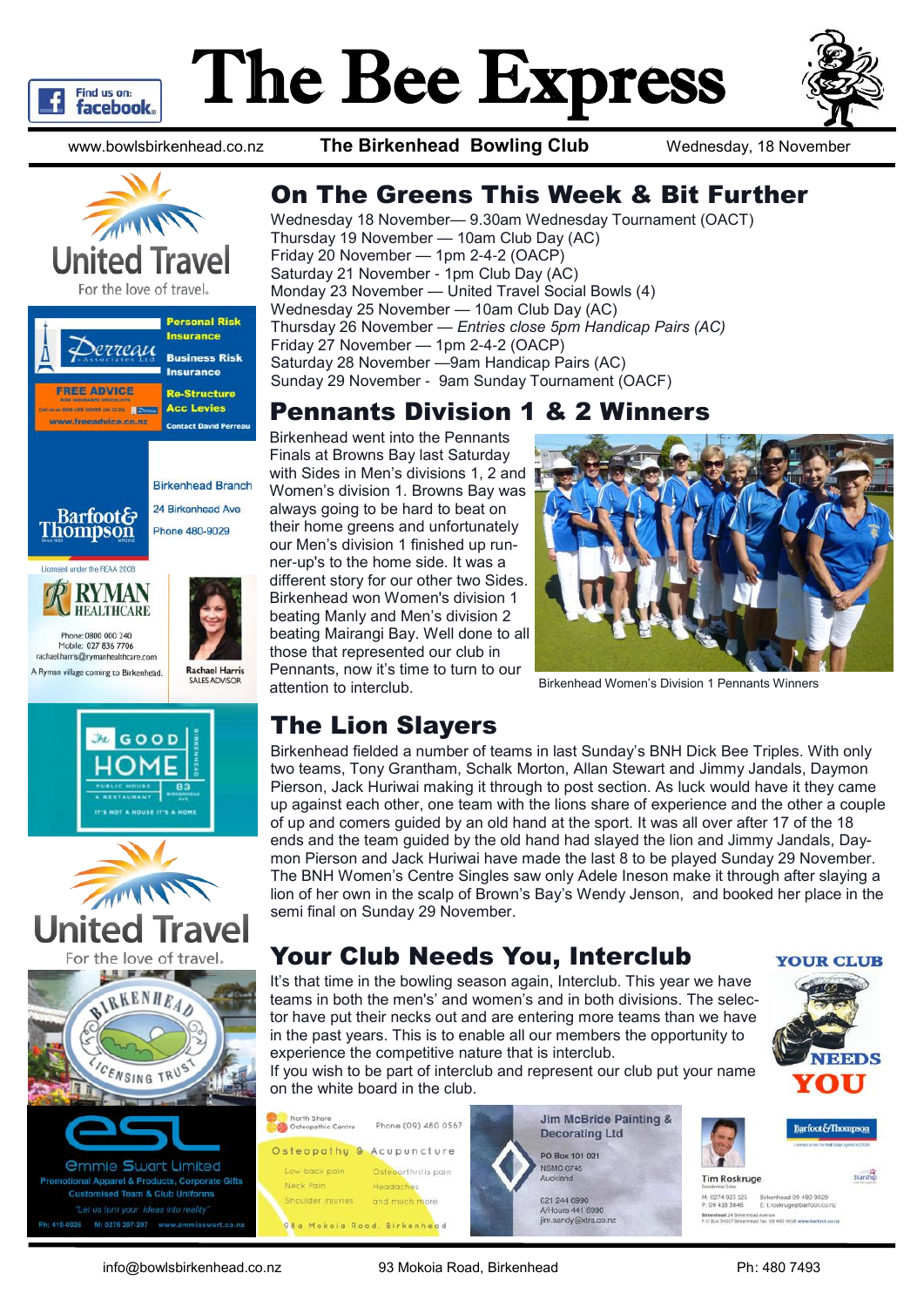# The Bee Express

www.bowlsbirkenhead.co.nz **The Birkenhead Bowling Club** Wednesday, 18 November

## On The Greens This Week & Bit Further

Wednesday 18 November— 9.30am Wednesday Tournament (OACT)
Thursday 19 November — 10am Club Day (AC)
Friday 20 November — 1pm 2-4-2 (OACP)
Saturday 21 November - 1pm Club Day (AC)
Monday 23 November — United Travel Social Bowls (4)
Wednesday 25 November — 10am Club Day (AC)
Thursday 26 November — *Entries close 5pm Handicap Pairs (AC)*
Friday 27 November — 1pm 2-4-2 (OACP)
Saturday 28 November —9am Handicap Pairs (AC)
Sunday 29 November - 9am Sunday Tournament (OACF)

## Pennants Division 1 & 2 Winners

Birkenhead went into the Pennants Finals at Browns Bay last Saturday with Sides in Men's divisions 1, 2 and Women's division 1. Browns Bay was always going to be hard to beat on their home greens and unfortunately our Men's division 1 finished up runner-up's to the home side. It was a different story for our other two Sides. Birkenhead won Women's division 1 beating Manly and Men's division 2 beating Mairangi Bay. Well done to all those that represented our club in Pennants, now it's time to turn to our attention to interclub.

Birkenhead Women's Division 1 Pennants Winners

## The Lion Slayers

Birkenhead fielded a number of teams in last Sunday's BNH Dick Bee Triples. With only two teams, Tony Grantham, Schalk Morton, Allan Stewart and Jimmy Jandals, Daymon Pierson, Jack Huriwai making it through to post section. As luck would have it they came up against each other, one team with the lions share of experience and the other a couple of up and comers guided by an old hand at the sport. It was all over after 17 of the 18 ends and the team guided by the old hand had slayed the lion and Jimmy Jandals, Daymon Pierson and Jack Huriwai have made the last 8 to be played Sunday 29 November. The BNH Women's Centre Singles saw only Adele Ineson make it through after slaying a lion of her own in the scalp of Brown's Bay's Wendy Jenson, and booked her place in the semi final on Sunday 29 November.

## Your Club Needs You, Interclub

It's that time in the bowling season again, Interclub. This year we have teams in both the men's' and women's and in both divisions. The selector have put their necks out and are entering more teams than we have in the past years. This is to enable all our members the opportunity to experience the competitive nature that is interclub.
If you wish to be part of interclub and represent our club put your name on the white board in the club.

info@bowlsbirkenhead.co.nz 93 Mokoia Road, Birkenhead Ph: 480 7493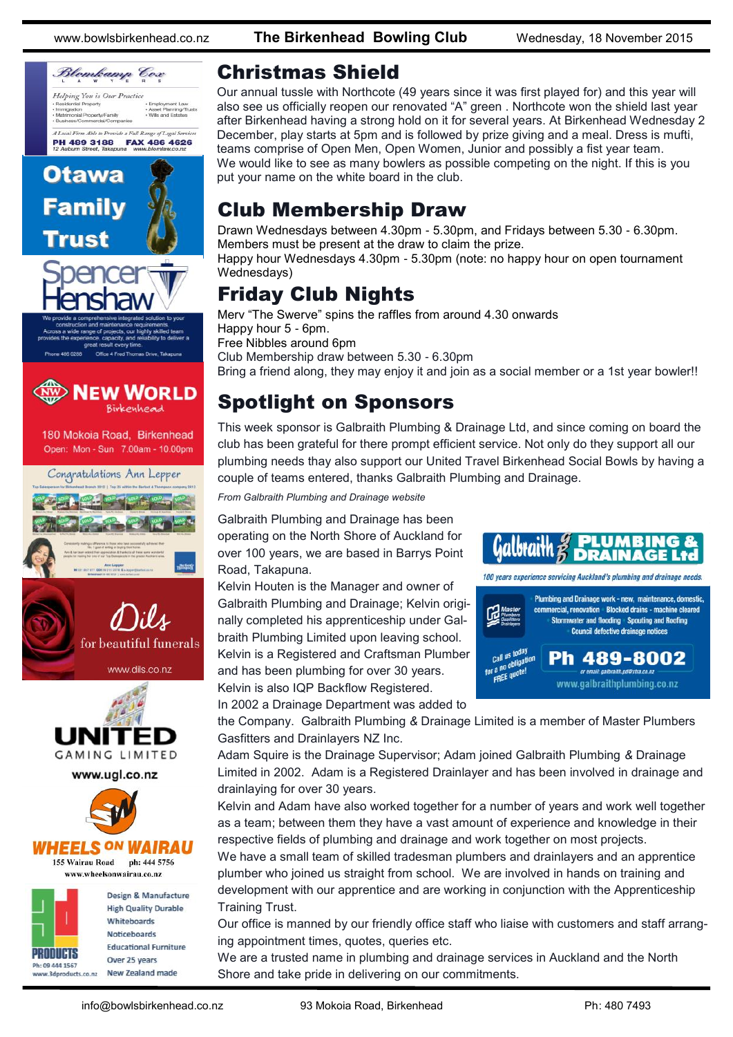## Christmas Shield

Our annual tussle with Northcote (49 years since it was first played for) and this year will also see us officially reopen our renovated "A" green . Northcote won the shield last year after Birkenhead having a strong hold on it for several years. At Birkenhead Wednesday 2 December, play starts at 5pm and is followed by prize giving and a meal. Dress is mufti, teams comprise of Open Men, Open Women, Junior and possibly a fist year team.
We would like to see as many bowlers as possible competing on the night. If this is you put your name on the white board in the club.

## Club Membership Draw

Drawn Wednesdays between 4.30pm - 5.30pm, and Fridays between 5.30 - 6.30pm. Members must be present at the draw to claim the prize.
Happy hour Wednesdays 4.30pm - 5.30pm (note: no happy hour on open tournament Wednesdays)

## Friday Club Nights

Merv "The Swerve" spins the raffles from around 4.30 onwards
Happy hour 5 - 6pm.
Free Nibbles around 6pm
Club Membership draw between 5.30 - 6.30pm
Bring a friend along, they may enjoy it and join as a social member or a 1st year bowler!!

## Spotlight on Sponsors

This week sponsor is Galbraith Plumbing & Drainage Ltd, and since coming on board the club has been grateful for there prompt efficient service. Not only do they support all our plumbing needs thay also support our United Travel Birkenhead Social Bowls by having a couple of teams entered, thanks Galbraith Plumbing and Drainage.

*From Galbraith Plumbing and Drainage website*

Galbraith Plumbing and Drainage has been operating on the North Shore of Auckland for over 100 years, we are based in Barrys Point Road, Takapuna.
Kelvin Houten is the Manager and owner of Galbraith Plumbing and Drainage; Kelvin originally completed his apprenticeship under Galbraith Plumbing Limited upon leaving school. Kelvin is a Registered and Craftsman Plumber and has been plumbing for over 30 years. Kelvin is also IQP Backflow Registered.
In 2002 a Drainage Department was added to the Company. Galbraith Plumbing & Drainage Limited is a member of Master Plumbers Gasfitters and Drainlayers NZ Inc.
Adam Squire is the Drainage Supervisor; Adam joined Galbraith Plumbing & Drainage Limited in 2002. Adam is a Registered Drainlayer and has been involved in drainage and drainlaying for over 30 years.
Kelvin and Adam have also worked together for a number of years and work well together as a team; between them they have a vast amount of experience and knowledge in their respective fields of plumbing and drainage and work together on most projects.
We have a small team of skilled tradesman plumbers and drainlayers and an apprentice plumber who joined us straight from school. We are involved in hands on training and development with our apprentice and are working in conjunction with the Apprenticeship Training Trust.
Our office is manned by our friendly office staff who liaise with customers and staff arranging appointment times, quotes, queries etc.
We are a trusted name in plumbing and drainage services in Auckland and the North Shore and take pride in delivering on our commitments.